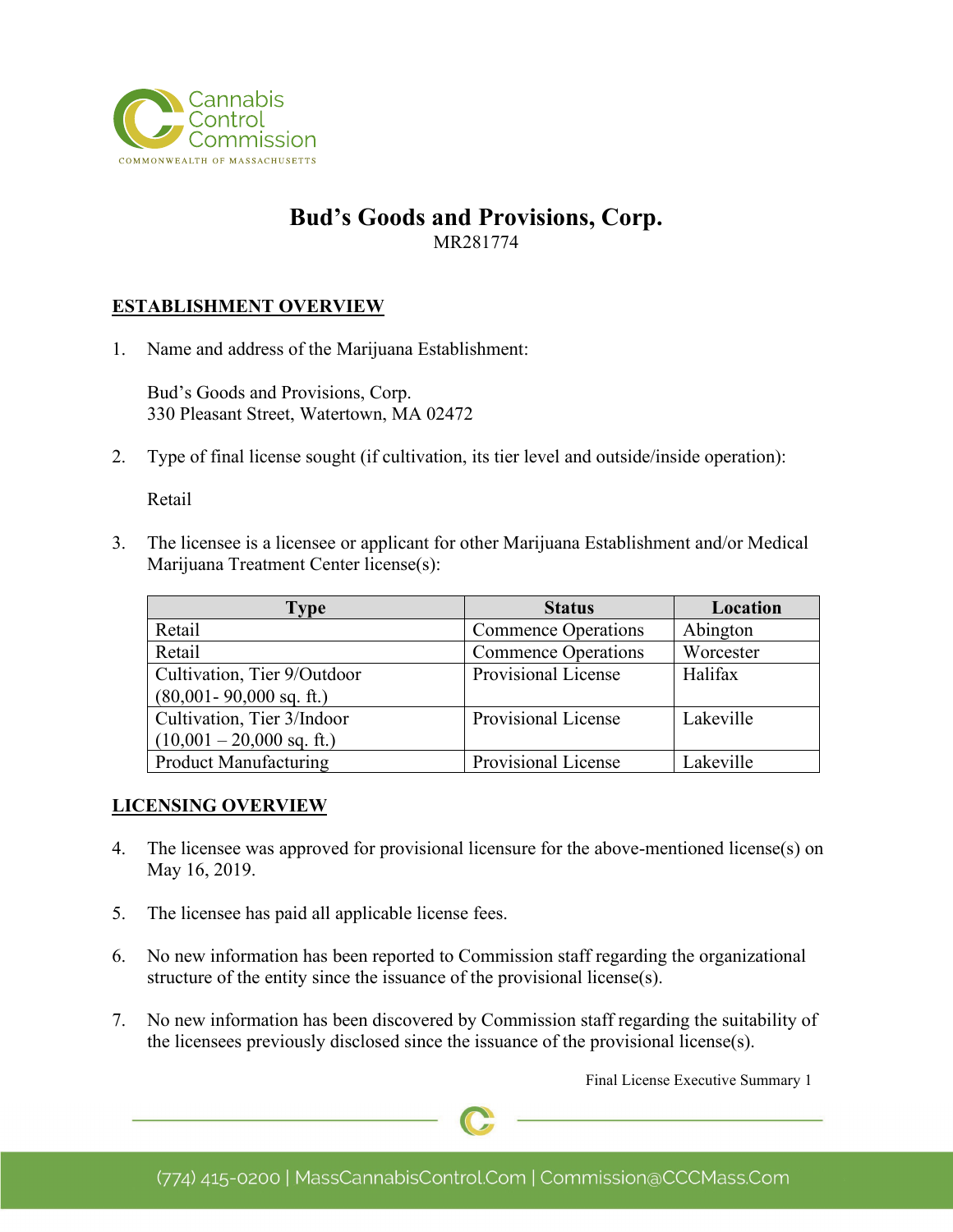# Bud's Goods and Provisions, Corp.

MR281774

## ESTABLISHMENT OVERVIEW

1. Name and address of the Marijuana Establishment:

   Bud's Goods and Provisions, Corp.
   330 Pleasant Street, Watertown, MA 02472

2. Type of final license sought (if cultivation, its tier level and outside/inside operation):

   Retail

3. The licensee is a licensee or applicant for other Marijuana Establishment and/or Medical Marijuana Treatment Center license(s):

| Type | Status | Location |
|---|---|---|
| Retail | Commence Operations | Abington |
| Retail | Commence Operations | Worcester |
| Cultivation, Tier 9/Outdoor (80,001- 90,000 sq. ft.) | Provisional License | Halifax |
| Cultivation, Tier 3/Indoor (10,001 – 20,000 sq. ft.) | Provisional License | Lakeville |
| Product Manufacturing | Provisional License | Lakeville |

## LICENSING OVERVIEW

4. The licensee was approved for provisional licensure for the above-mentioned license(s) on May 16, 2019.

5. The licensee has paid all applicable license fees.

6. No new information has been reported to Commission staff regarding the organizational structure of the entity since the issuance of the provisional license(s).

7. No new information has been discovered by Commission staff regarding the suitability of the licensees previously disclosed since the issuance of the provisional license(s).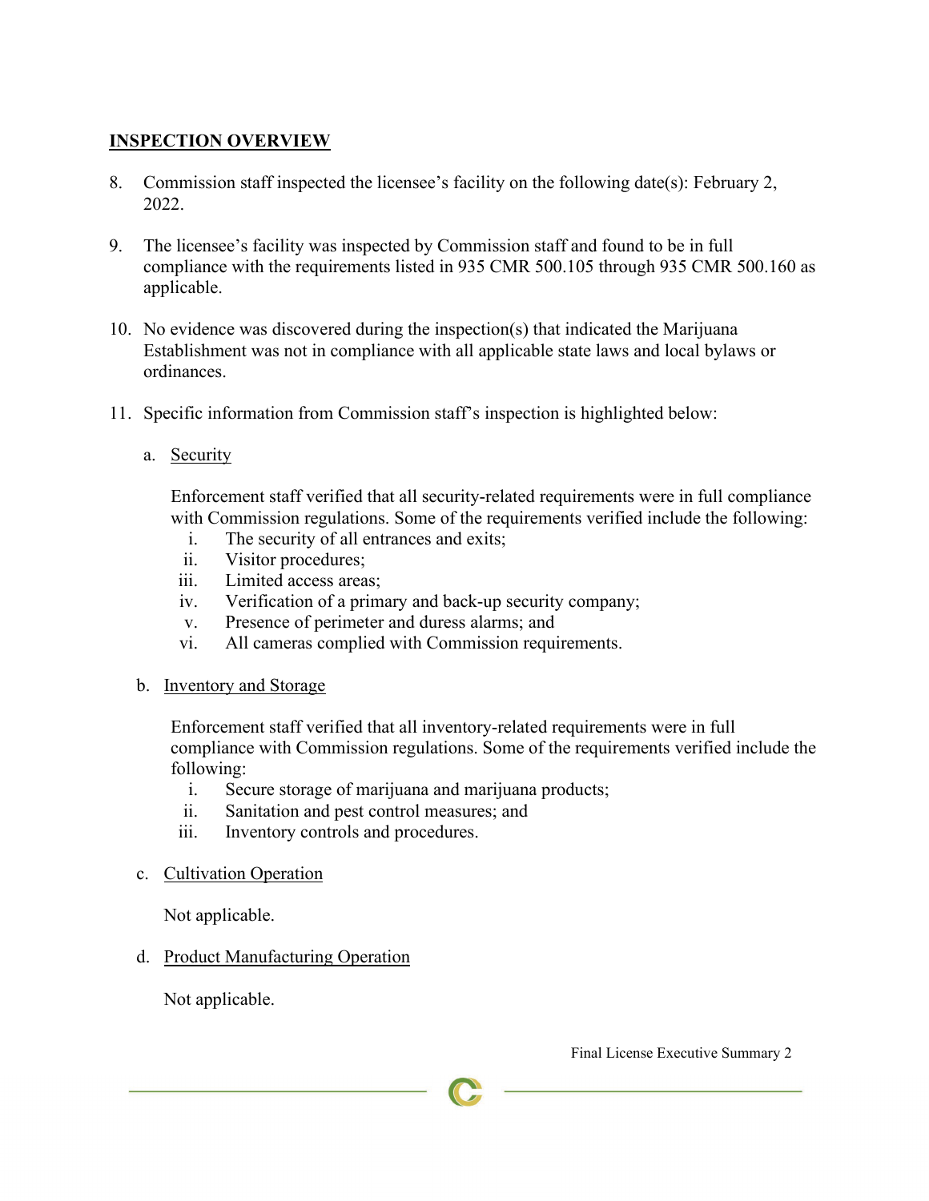**INSPECTION OVERVIEW**

8. Commission staff inspected the licensee's facility on the following date(s): February 2, 2022.

9. The licensee's facility was inspected by Commission staff and found to be in full compliance with the requirements listed in 935 CMR 500.105 through 935 CMR 500.160 as applicable.

10. No evidence was discovered during the inspection(s) that indicated the Marijuana Establishment was not in compliance with all applicable state laws and local bylaws or ordinances.

11. Specific information from Commission staff's inspection is highlighted below:

    a. Security

       Enforcement staff verified that all security-related requirements were in full compliance with Commission regulations. Some of the requirements verified include the following:

       i. The security of all entrances and exits;
       ii. Visitor procedures;
       iii. Limited access areas;
       iv. Verification of a primary and back-up security company;
       v. Presence of perimeter and duress alarms; and
       vi. All cameras complied with Commission requirements.

    b. Inventory and Storage

       Enforcement staff verified that all inventory-related requirements were in full compliance with Commission regulations. Some of the requirements verified include the following:

       i. Secure storage of marijuana and marijuana products;
       ii. Sanitation and pest control measures; and
       iii. Inventory controls and procedures.

    c. Cultivation Operation

       Not applicable.

    d. Product Manufacturing Operation

       Not applicable.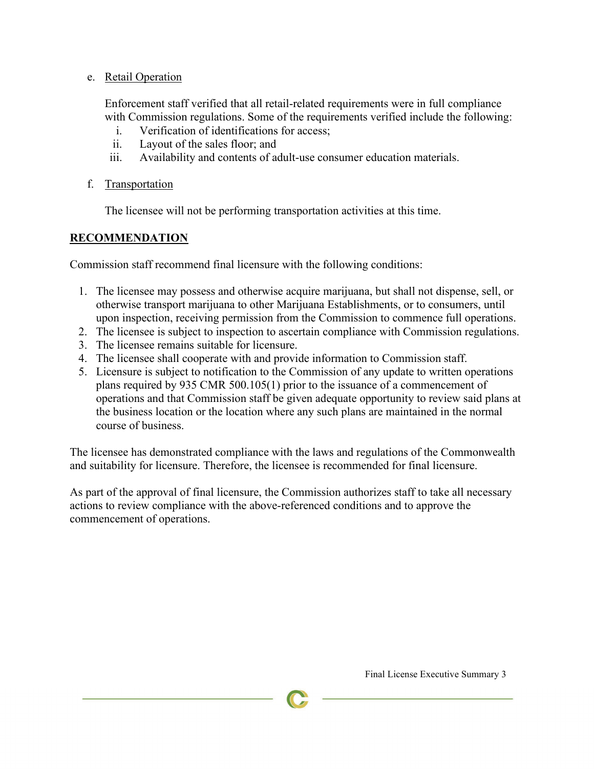e. Retail Operation

Enforcement staff verified that all retail-related requirements were in full compliance with Commission regulations. Some of the requirements verified include the following:

i. Verification of identifications for access;
ii. Layout of the sales floor; and
iii. Availability and contents of adult-use consumer education materials.

f. Transportation

The licensee will not be performing transportation activities at this time.

## RECOMMENDATION

Commission staff recommend final licensure with the following conditions:

1. The licensee may possess and otherwise acquire marijuana, but shall not dispense, sell, or otherwise transport marijuana to other Marijuana Establishments, or to consumers, until upon inspection, receiving permission from the Commission to commence full operations.
2. The licensee is subject to inspection to ascertain compliance with Commission regulations.
3. The licensee remains suitable for licensure.
4. The licensee shall cooperate with and provide information to Commission staff.
5. Licensure is subject to notification to the Commission of any update to written operations plans required by 935 CMR 500.105(1) prior to the issuance of a commencement of operations and that Commission staff be given adequate opportunity to review said plans at the business location or the location where any such plans are maintained in the normal course of business.

The licensee has demonstrated compliance with the laws and regulations of the Commonwealth and suitability for licensure. Therefore, the licensee is recommended for final licensure.

As part of the approval of final licensure, the Commission authorizes staff to take all necessary actions to review compliance with the above-referenced conditions and to approve the commencement of operations.